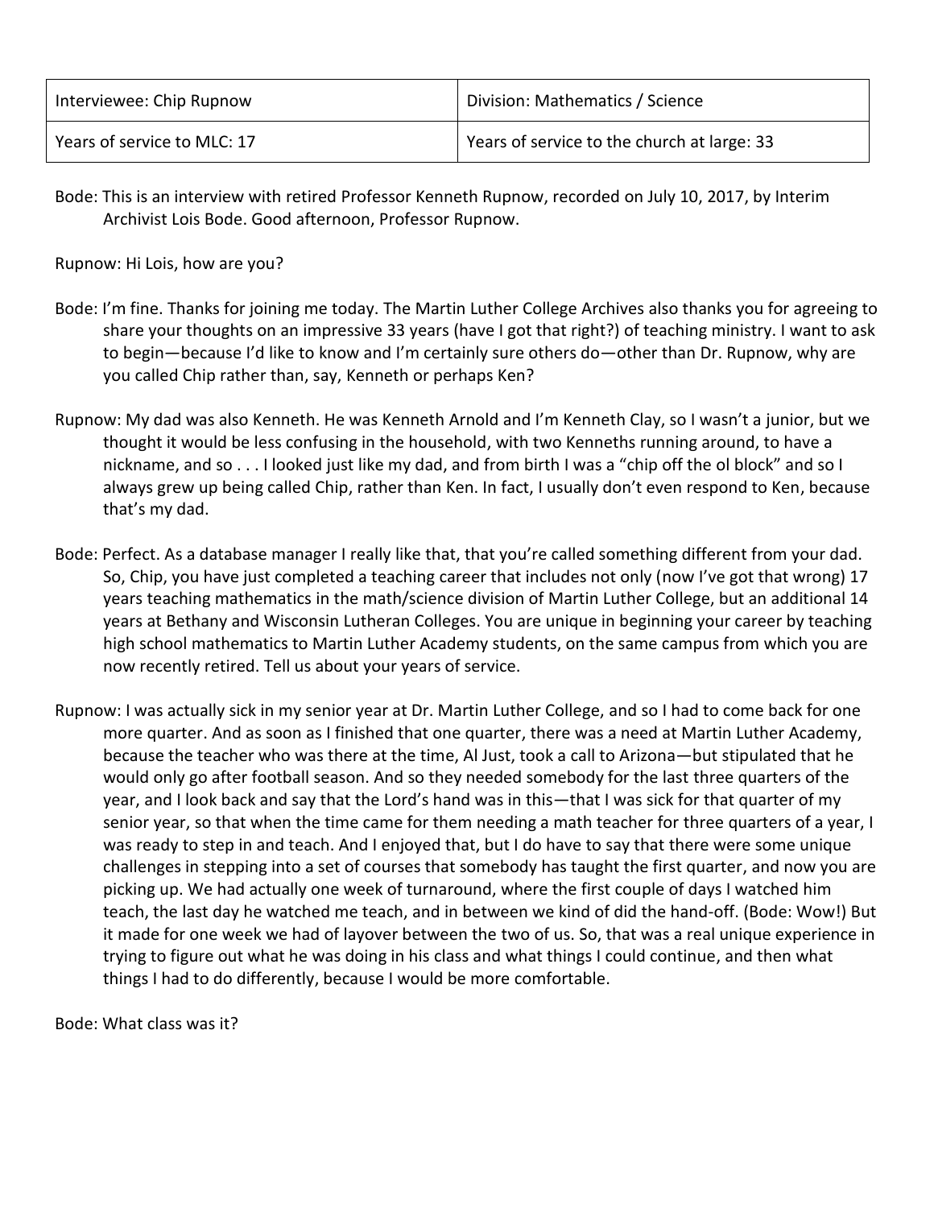| Interviewee: Chip Rupnow | Division: Mathematics / Science |
| --- | --- |
| Years of service to MLC: 17 | Years of service to the church at large: 33 |

Bode: This is an interview with retired Professor Kenneth Rupnow, recorded on July 10, 2017, by Interim Archivist Lois Bode. Good afternoon, Professor Rupnow.

Rupnow: Hi Lois, how are you?

Bode: I'm fine. Thanks for joining me today. The Martin Luther College Archives also thanks you for agreeing to share your thoughts on an impressive 33 years (have I got that right?) of teaching ministry. I want to ask to begin—because I'd like to know and I'm certainly sure others do—other than Dr. Rupnow, why are you called Chip rather than, say, Kenneth or perhaps Ken?

Rupnow: My dad was also Kenneth. He was Kenneth Arnold and I'm Kenneth Clay, so I wasn't a junior, but we thought it would be less confusing in the household, with two Kenneths running around, to have a nickname, and so . . . I looked just like my dad, and from birth I was a "chip off the ol block" and so I always grew up being called Chip, rather than Ken. In fact, I usually don't even respond to Ken, because that's my dad.

Bode: Perfect. As a database manager I really like that, that you're called something different from your dad. So, Chip, you have just completed a teaching career that includes not only (now I've got that wrong) 17 years teaching mathematics in the math/science division of Martin Luther College, but an additional 14 years at Bethany and Wisconsin Lutheran Colleges. You are unique in beginning your career by teaching high school mathematics to Martin Luther Academy students, on the same campus from which you are now recently retired. Tell us about your years of service.

Rupnow: I was actually sick in my senior year at Dr. Martin Luther College, and so I had to come back for one more quarter. And as soon as I finished that one quarter, there was a need at Martin Luther Academy, because the teacher who was there at the time, Al Just, took a call to Arizona—but stipulated that he would only go after football season. And so they needed somebody for the last three quarters of the year, and I look back and say that the Lord's hand was in this—that I was sick for that quarter of my senior year, so that when the time came for them needing a math teacher for three quarters of a year, I was ready to step in and teach. And I enjoyed that, but I do have to say that there were some unique challenges in stepping into a set of courses that somebody has taught the first quarter, and now you are picking up. We had actually one week of turnaround, where the first couple of days I watched him teach, the last day he watched me teach, and in between we kind of did the hand-off. (Bode: Wow!) But it made for one week we had of layover between the two of us. So, that was a real unique experience in trying to figure out what he was doing in his class and what things I could continue, and then what things I had to do differently, because I would be more comfortable.

Bode: What class was it?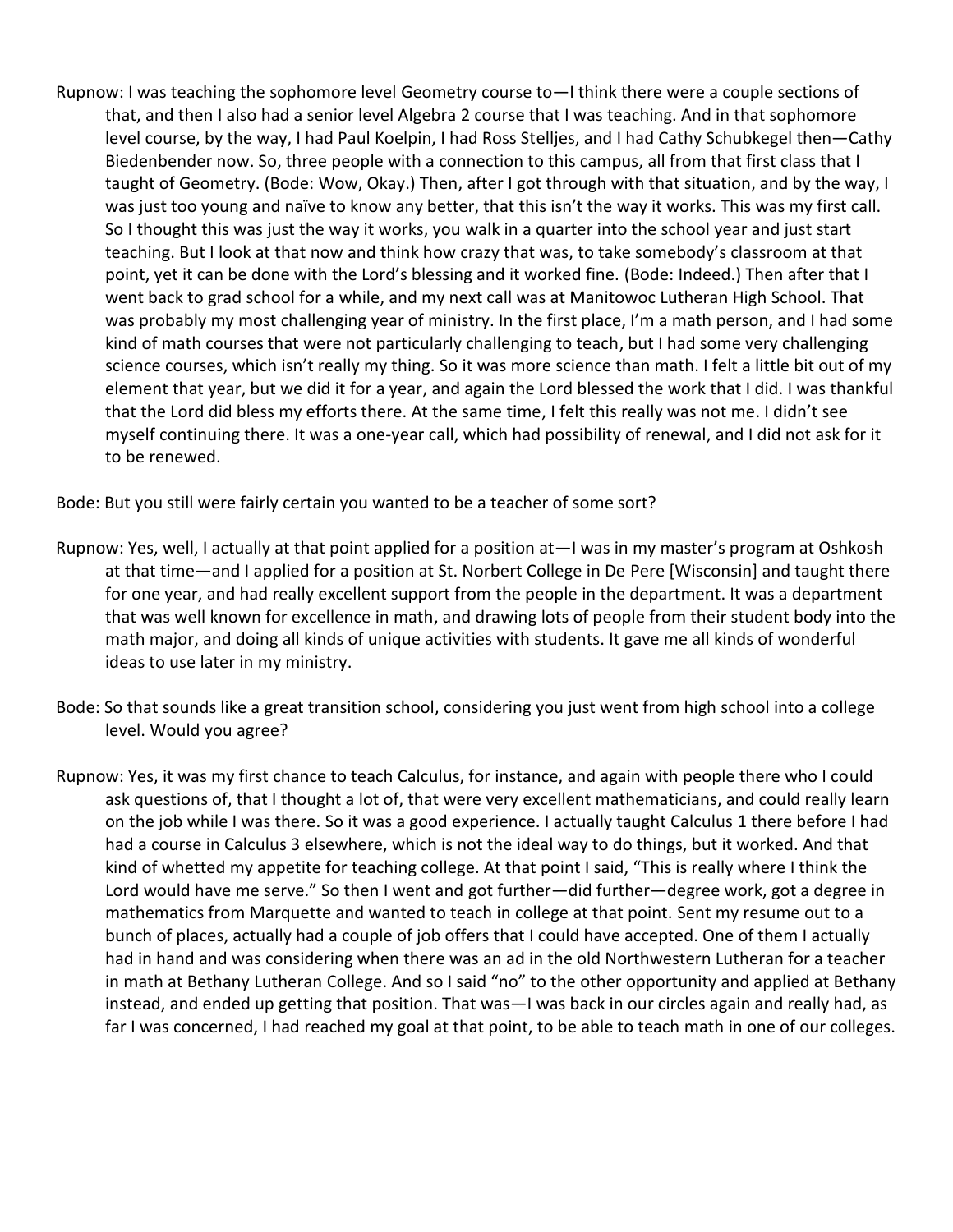Rupnow: I was teaching the sophomore level Geometry course to—I think there were a couple sections of that, and then I also had a senior level Algebra 2 course that I was teaching. And in that sophomore level course, by the way, I had Paul Koelpin, I had Ross Stelljes, and I had Cathy Schubkegel then—Cathy Biedenbender now. So, three people with a connection to this campus, all from that first class that I taught of Geometry. (Bode: Wow, Okay.) Then, after I got through with that situation, and by the way, I was just too young and naïve to know any better, that this isn't the way it works. This was my first call. So I thought this was just the way it works, you walk in a quarter into the school year and just start teaching. But I look at that now and think how crazy that was, to take somebody's classroom at that point, yet it can be done with the Lord's blessing and it worked fine. (Bode: Indeed.) Then after that I went back to grad school for a while, and my next call was at Manitowoc Lutheran High School. That was probably my most challenging year of ministry. In the first place, I'm a math person, and I had some kind of math courses that were not particularly challenging to teach, but I had some very challenging science courses, which isn't really my thing. So it was more science than math. I felt a little bit out of my element that year, but we did it for a year, and again the Lord blessed the work that I did. I was thankful that the Lord did bless my efforts there. At the same time, I felt this really was not me. I didn't see myself continuing there. It was a one-year call, which had possibility of renewal, and I did not ask for it to be renewed.

Bode: But you still were fairly certain you wanted to be a teacher of some sort?

Rupnow: Yes, well, I actually at that point applied for a position at—I was in my master's program at Oshkosh at that time—and I applied for a position at St. Norbert College in De Pere [Wisconsin] and taught there for one year, and had really excellent support from the people in the department. It was a department that was well known for excellence in math, and drawing lots of people from their student body into the math major, and doing all kinds of unique activities with students. It gave me all kinds of wonderful ideas to use later in my ministry.

Bode: So that sounds like a great transition school, considering you just went from high school into a college level. Would you agree?

Rupnow: Yes, it was my first chance to teach Calculus, for instance, and again with people there who I could ask questions of, that I thought a lot of, that were very excellent mathematicians, and could really learn on the job while I was there. So it was a good experience. I actually taught Calculus 1 there before I had had a course in Calculus 3 elsewhere, which is not the ideal way to do things, but it worked. And that kind of whetted my appetite for teaching college. At that point I said, "This is really where I think the Lord would have me serve." So then I went and got further—did further—degree work, got a degree in mathematics from Marquette and wanted to teach in college at that point. Sent my resume out to a bunch of places, actually had a couple of job offers that I could have accepted. One of them I actually had in hand and was considering when there was an ad in the old Northwestern Lutheran for a teacher in math at Bethany Lutheran College. And so I said "no" to the other opportunity and applied at Bethany instead, and ended up getting that position. That was—I was back in our circles again and really had, as far I was concerned, I had reached my goal at that point, to be able to teach math in one of our colleges.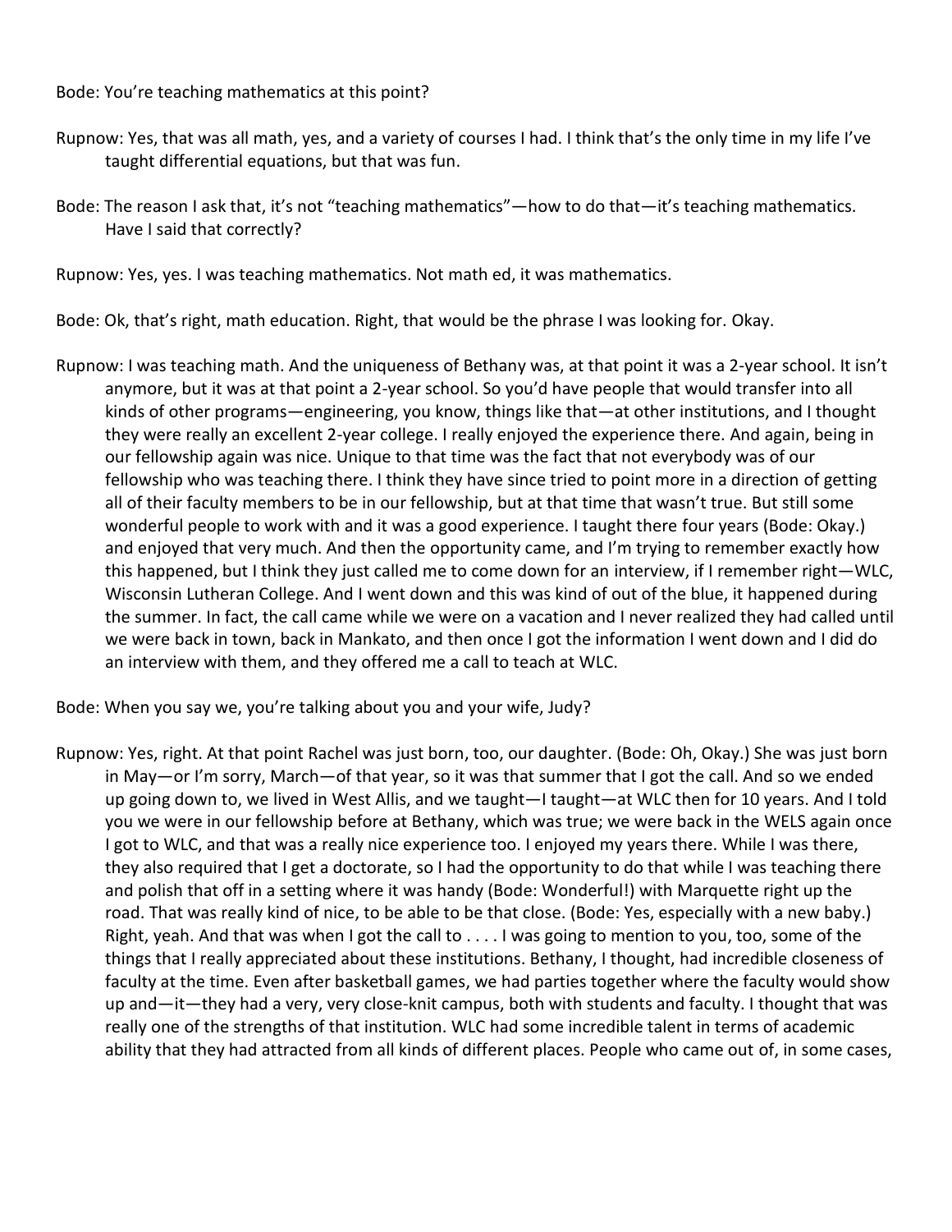Bode: You're teaching mathematics at this point?

Rupnow: Yes, that was all math, yes, and a variety of courses I had. I think that's the only time in my life I've taught differential equations, but that was fun.

Bode: The reason I ask that, it's not "teaching mathematics"—how to do that—it's teaching mathematics. Have I said that correctly?

Rupnow: Yes, yes. I was teaching mathematics. Not math ed, it was mathematics.

Bode: Ok, that's right, math education. Right, that would be the phrase I was looking for. Okay.

Rupnow: I was teaching math. And the uniqueness of Bethany was, at that point it was a 2-year school. It isn't anymore, but it was at that point a 2-year school. So you'd have people that would transfer into all kinds of other programs—engineering, you know, things like that—at other institutions, and I thought they were really an excellent 2-year college. I really enjoyed the experience there. And again, being in our fellowship again was nice. Unique to that time was the fact that not everybody was of our fellowship who was teaching there. I think they have since tried to point more in a direction of getting all of their faculty members to be in our fellowship, but at that time that wasn't true. But still some wonderful people to work with and it was a good experience. I taught there four years (Bode: Okay.) and enjoyed that very much. And then the opportunity came, and I'm trying to remember exactly how this happened, but I think they just called me to come down for an interview, if I remember right—WLC, Wisconsin Lutheran College. And I went down and this was kind of out of the blue, it happened during the summer. In fact, the call came while we were on a vacation and I never realized they had called until we were back in town, back in Mankato, and then once I got the information I went down and I did do an interview with them, and they offered me a call to teach at WLC.

Bode: When you say we, you're talking about you and your wife, Judy?

Rupnow: Yes, right. At that point Rachel was just born, too, our daughter. (Bode: Oh, Okay.) She was just born in May—or I'm sorry, March—of that year, so it was that summer that I got the call. And so we ended up going down to, we lived in West Allis, and we taught—I taught—at WLC then for 10 years. And I told you we were in our fellowship before at Bethany, which was true; we were back in the WELS again once I got to WLC, and that was a really nice experience too. I enjoyed my years there. While I was there, they also required that I get a doctorate, so I had the opportunity to do that while I was teaching there and polish that off in a setting where it was handy (Bode: Wonderful!) with Marquette right up the road. That was really kind of nice, to be able to be that close. (Bode: Yes, especially with a new baby.) Right, yeah. And that was when I got the call to . . . . I was going to mention to you, too, some of the things that I really appreciated about these institutions. Bethany, I thought, had incredible closeness of faculty at the time. Even after basketball games, we had parties together where the faculty would show up and—it—they had a very, very close-knit campus, both with students and faculty. I thought that was really one of the strengths of that institution. WLC had some incredible talent in terms of academic ability that they had attracted from all kinds of different places. People who came out of, in some cases,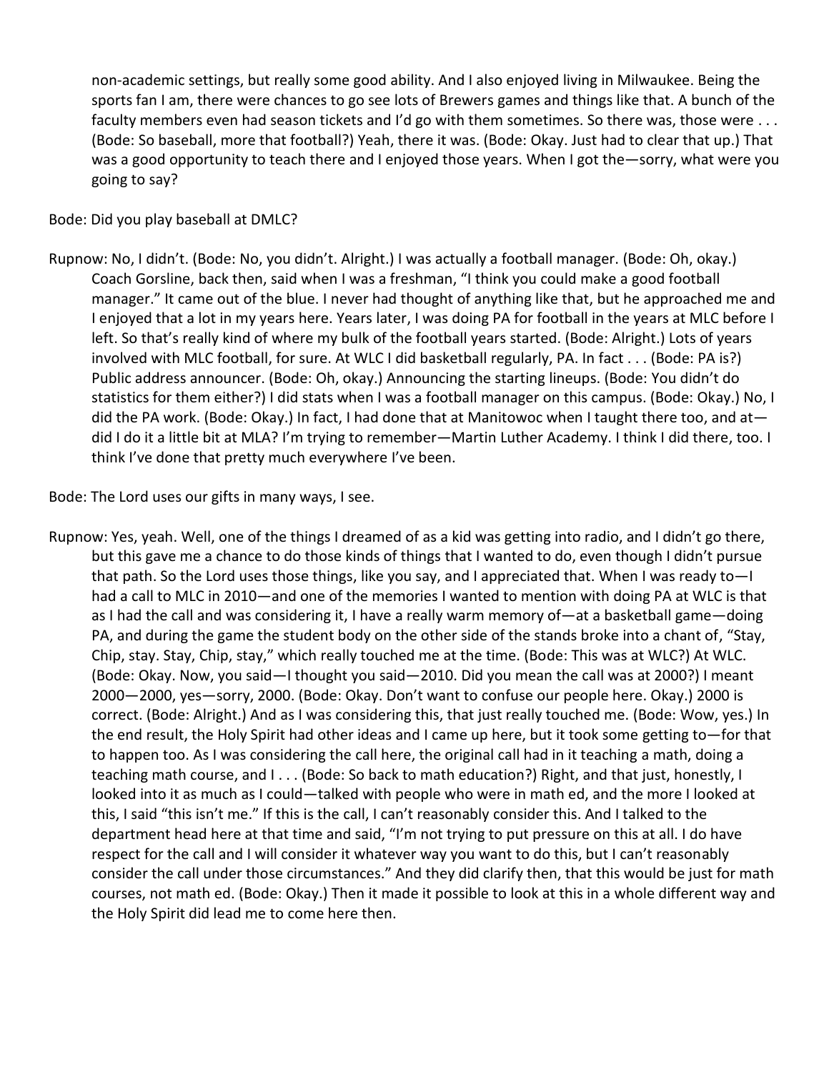non-academic settings, but really some good ability. And I also enjoyed living in Milwaukee. Being the sports fan I am, there were chances to go see lots of Brewers games and things like that. A bunch of the faculty members even had season tickets and I'd go with them sometimes. So there was, those were . . . (Bode: So baseball, more that football?) Yeah, there it was. (Bode: Okay. Just had to clear that up.) That was a good opportunity to teach there and I enjoyed those years. When I got the—sorry, what were you going to say?

Bode: Did you play baseball at DMLC?

Rupnow: No, I didn't. (Bode: No, you didn't. Alright.) I was actually a football manager. (Bode: Oh, okay.) Coach Gorsline, back then, said when I was a freshman, "I think you could make a good football manager." It came out of the blue. I never had thought of anything like that, but he approached me and I enjoyed that a lot in my years here. Years later, I was doing PA for football in the years at MLC before I left. So that's really kind of where my bulk of the football years started. (Bode: Alright.) Lots of years involved with MLC football, for sure. At WLC I did basketball regularly, PA. In fact . . . (Bode: PA is?) Public address announcer. (Bode: Oh, okay.) Announcing the starting lineups. (Bode: You didn't do statistics for them either?) I did stats when I was a football manager on this campus. (Bode: Okay.) No, I did the PA work. (Bode: Okay.) In fact, I had done that at Manitowoc when I taught there too, and at—did I do it a little bit at MLA? I'm trying to remember—Martin Luther Academy. I think I did there, too. I think I've done that pretty much everywhere I've been.

Bode: The Lord uses our gifts in many ways, I see.

Rupnow: Yes, yeah. Well, one of the things I dreamed of as a kid was getting into radio, and I didn't go there, but this gave me a chance to do those kinds of things that I wanted to do, even though I didn't pursue that path. So the Lord uses those things, like you say, and I appreciated that. When I was ready to—I had a call to MLC in 2010—and one of the memories I wanted to mention with doing PA at WLC is that as I had the call and was considering it, I have a really warm memory of—at a basketball game—doing PA, and during the game the student body on the other side of the stands broke into a chant of, "Stay, Chip, stay. Stay, Chip, stay," which really touched me at the time. (Bode: This was at WLC?) At WLC. (Bode: Okay. Now, you said—I thought you said—2010. Did you mean the call was at 2000?) I meant 2000—2000, yes—sorry, 2000. (Bode: Okay. Don't want to confuse our people here. Okay.) 2000 is correct. (Bode: Alright.) And as I was considering this, that just really touched me. (Bode: Wow, yes.) In the end result, the Holy Spirit had other ideas and I came up here, but it took some getting to—for that to happen too. As I was considering the call here, the original call had in it teaching a math, doing a teaching math course, and I . . . (Bode: So back to math education?) Right, and that just, honestly, I looked into it as much as I could—talked with people who were in math ed, and the more I looked at this, I said "this isn't me." If this is the call, I can't reasonably consider this. And I talked to the department head here at that time and said, "I'm not trying to put pressure on this at all. I do have respect for the call and I will consider it whatever way you want to do this, but I can't reasonably consider the call under those circumstances." And they did clarify then, that this would be just for math courses, not math ed. (Bode: Okay.) Then it made it possible to look at this in a whole different way and the Holy Spirit did lead me to come here then.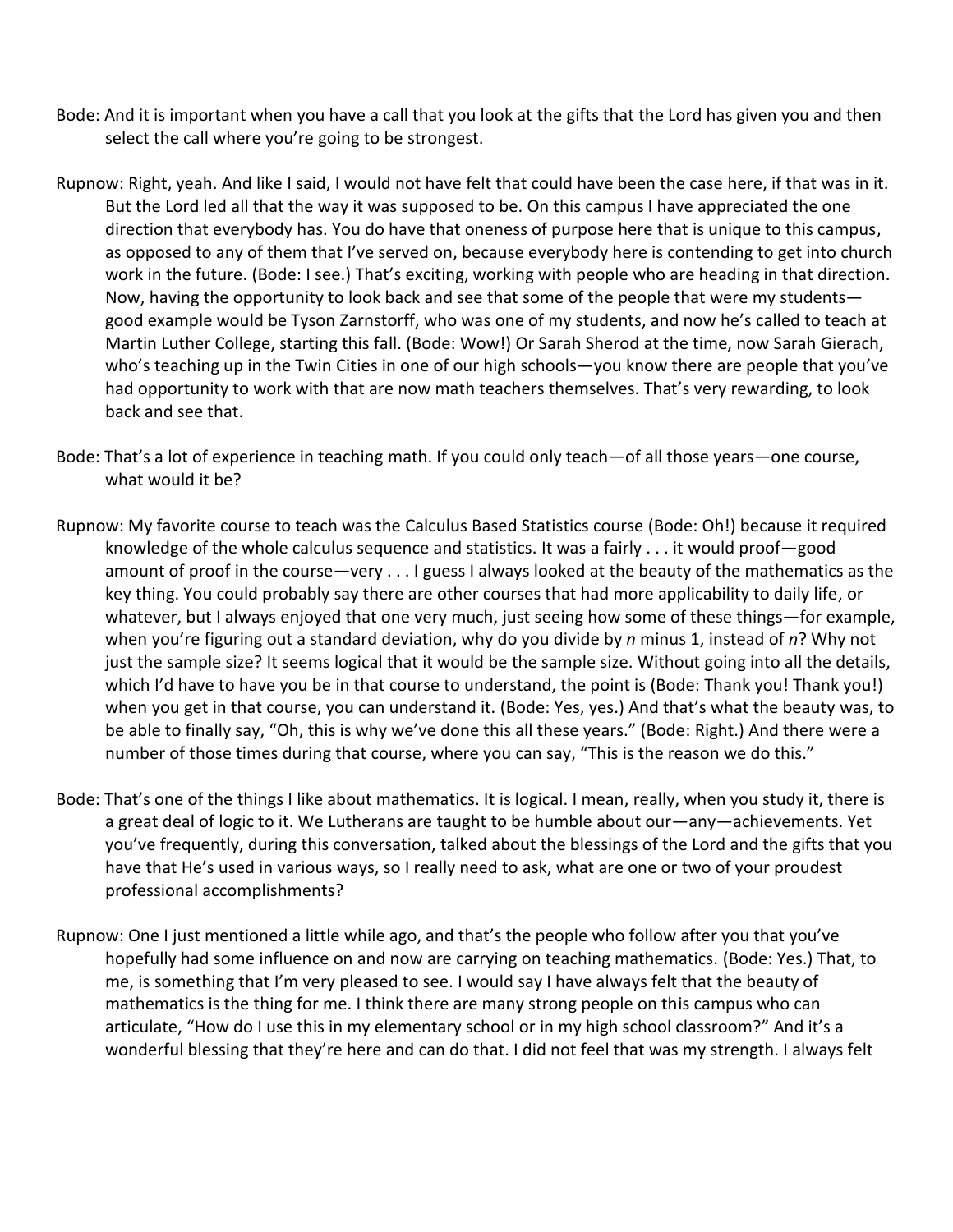Bode: And it is important when you have a call that you look at the gifts that the Lord has given you and then select the call where you're going to be strongest.

Rupnow: Right, yeah. And like I said, I would not have felt that could have been the case here, if that was in it. But the Lord led all that the way it was supposed to be. On this campus I have appreciated the one direction that everybody has. You do have that oneness of purpose here that is unique to this campus, as opposed to any of them that I've served on, because everybody here is contending to get into church work in the future. (Bode: I see.) That's exciting, working with people who are heading in that direction. Now, having the opportunity to look back and see that some of the people that were my students—good example would be Tyson Zarnstorff, who was one of my students, and now he's called to teach at Martin Luther College, starting this fall. (Bode: Wow!) Or Sarah Sherod at the time, now Sarah Gierach, who's teaching up in the Twin Cities in one of our high schools—you know there are people that you've had opportunity to work with that are now math teachers themselves. That's very rewarding, to look back and see that.

Bode: That's a lot of experience in teaching math. If you could only teach—of all those years—one course, what would it be?

Rupnow: My favorite course to teach was the Calculus Based Statistics course (Bode: Oh!) because it required knowledge of the whole calculus sequence and statistics. It was a fairly . . . it would proof—good amount of proof in the course—very . . . I guess I always looked at the beauty of the mathematics as the key thing. You could probably say there are other courses that had more applicability to daily life, or whatever, but I always enjoyed that one very much, just seeing how some of these things—for example, when you're figuring out a standard deviation, why do you divide by *n* minus 1, instead of *n*? Why not just the sample size? It seems logical that it would be the sample size. Without going into all the details, which I'd have to have you be in that course to understand, the point is (Bode: Thank you! Thank you!) when you get in that course, you can understand it. (Bode: Yes, yes.) And that's what the beauty was, to be able to finally say, "Oh, this is why we've done this all these years." (Bode: Right.) And there were a number of those times during that course, where you can say, "This is the reason we do this."

Bode: That's one of the things I like about mathematics. It is logical. I mean, really, when you study it, there is a great deal of logic to it. We Lutherans are taught to be humble about our—any—achievements. Yet you've frequently, during this conversation, talked about the blessings of the Lord and the gifts that you have that He's used in various ways, so I really need to ask, what are one or two of your proudest professional accomplishments?

Rupnow: One I just mentioned a little while ago, and that's the people who follow after you that you've hopefully had some influence on and now are carrying on teaching mathematics. (Bode: Yes.) That, to me, is something that I'm very pleased to see. I would say I have always felt that the beauty of mathematics is the thing for me. I think there are many strong people on this campus who can articulate, "How do I use this in my elementary school or in my high school classroom?" And it's a wonderful blessing that they're here and can do that. I did not feel that was my strength. I always felt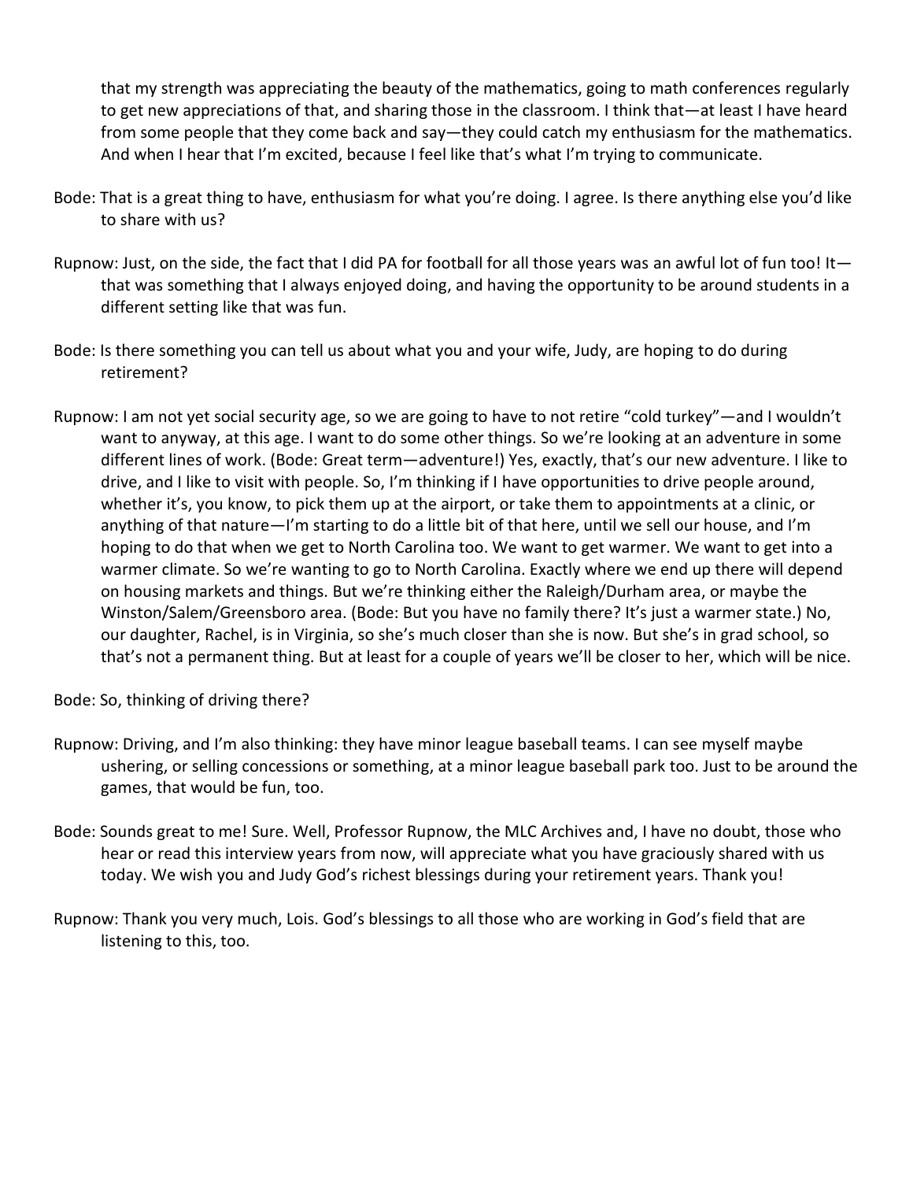that my strength was appreciating the beauty of the mathematics, going to math conferences regularly to get new appreciations of that, and sharing those in the classroom. I think that—at least I have heard from some people that they come back and say—they could catch my enthusiasm for the mathematics. And when I hear that I'm excited, because I feel like that's what I'm trying to communicate.

Bode: That is a great thing to have, enthusiasm for what you're doing. I agree. Is there anything else you'd like to share with us?

Rupnow: Just, on the side, the fact that I did PA for football for all those years was an awful lot of fun too! It—that was something that I always enjoyed doing, and having the opportunity to be around students in a different setting like that was fun.

Bode: Is there something you can tell us about what you and your wife, Judy, are hoping to do during retirement?

Rupnow: I am not yet social security age, so we are going to have to not retire "cold turkey"—and I wouldn't want to anyway, at this age. I want to do some other things. So we're looking at an adventure in some different lines of work. (Bode: Great term—adventure!) Yes, exactly, that's our new adventure. I like to drive, and I like to visit with people. So, I'm thinking if I have opportunities to drive people around, whether it's, you know, to pick them up at the airport, or take them to appointments at a clinic, or anything of that nature—I'm starting to do a little bit of that here, until we sell our house, and I'm hoping to do that when we get to North Carolina too. We want to get warmer. We want to get into a warmer climate. So we're wanting to go to North Carolina. Exactly where we end up there will depend on housing markets and things. But we're thinking either the Raleigh/Durham area, or maybe the Winston/Salem/Greensboro area. (Bode: But you have no family there? It's just a warmer state.) No, our daughter, Rachel, is in Virginia, so she's much closer than she is now. But she's in grad school, so that's not a permanent thing. But at least for a couple of years we'll be closer to her, which will be nice.

Bode: So, thinking of driving there?

Rupnow: Driving, and I'm also thinking: they have minor league baseball teams. I can see myself maybe ushering, or selling concessions or something, at a minor league baseball park too. Just to be around the games, that would be fun, too.

Bode: Sounds great to me! Sure. Well, Professor Rupnow, the MLC Archives and, I have no doubt, those who hear or read this interview years from now, will appreciate what you have graciously shared with us today. We wish you and Judy God's richest blessings during your retirement years. Thank you!

Rupnow: Thank you very much, Lois. God's blessings to all those who are working in God's field that are listening to this, too.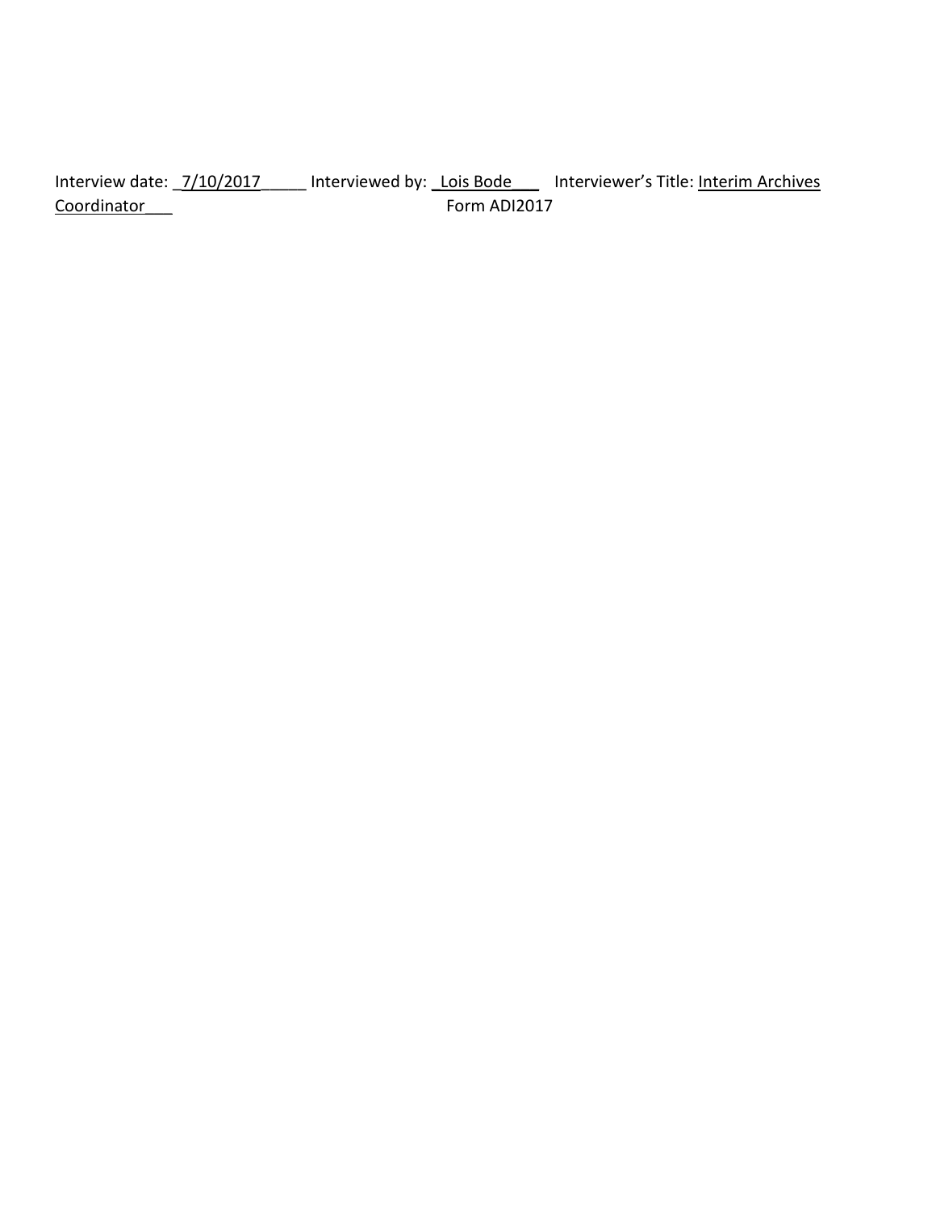Interview date: _7/10/2017_____ Interviewed by: _Lois Bode___ Interviewer's Title: Interim Archives Coordinator___ Form ADI2017